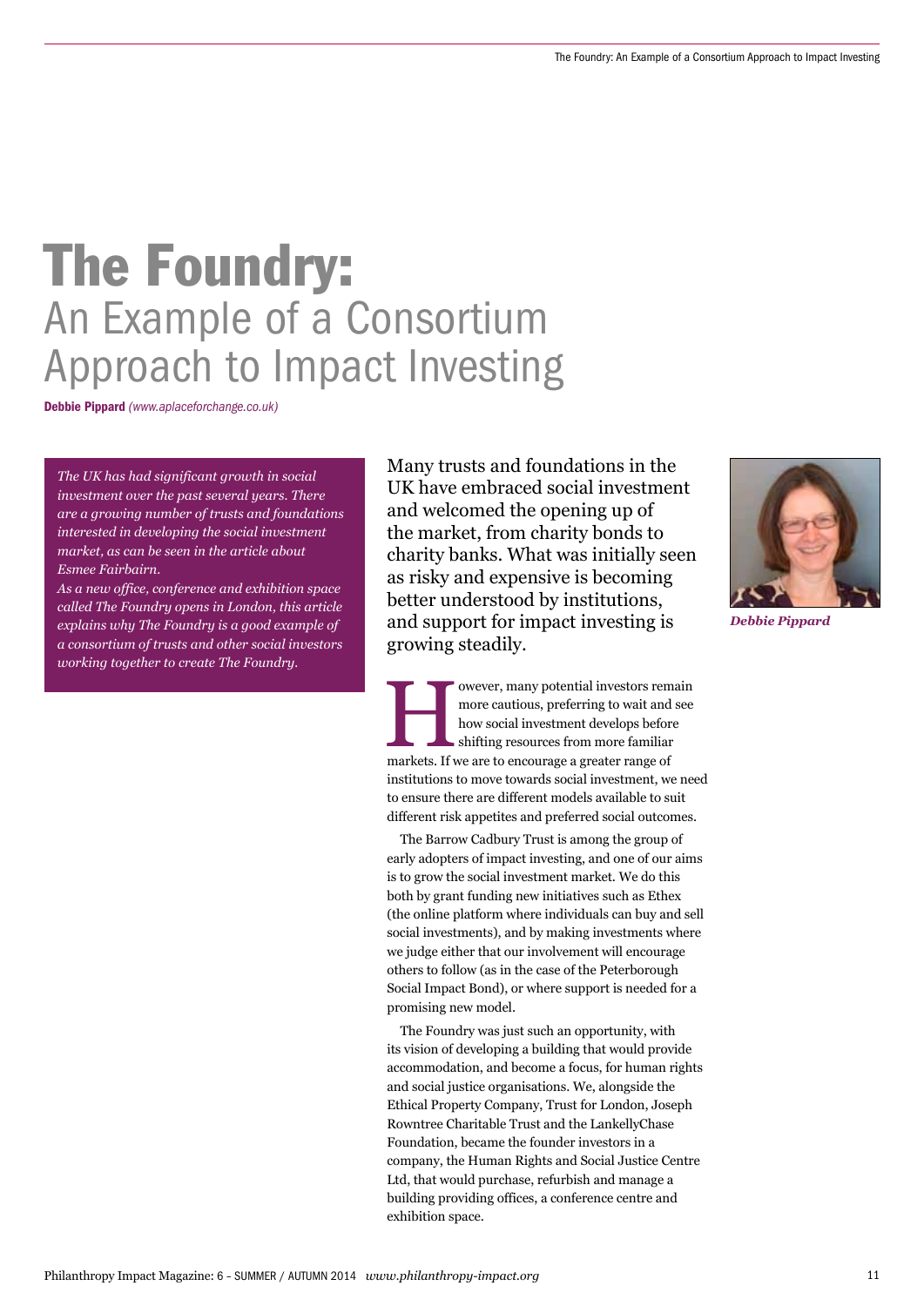# The Foundry:
## An Example of a Consortium Approach to Impact Investing

**Debbie Pippard** *(www.aplaceforchange.co.uk)*

*The UK has had significant growth in social investment over the past several years. There are a growing number of trusts and foundations interested in developing the social investment market, as can be seen in the article about Esmee Fairbairn.*

*As a new office, conference and exhibition space called The Foundry opens in London, this article explains why The Foundry is a good example of a consortium of trusts and other social investors working together to create The Foundry.*

Many trusts and foundations in the UK have embraced social investment and welcomed the opening up of the market, from charity bonds to charity banks. What was initially seen as risky and expensive is becoming better understood by institutions, and support for impact investing is growing steadily.

*Debbie Pippard*

However, many potential investors remain more cautious, preferring to wait and see how social investment develops before shifting resources from more familiar markets. If we are to encourage a greater range of institutions to move towards social investment, we need to ensure there are different models available to suit different risk appetites and preferred social outcomes.

The Barrow Cadbury Trust is among the group of early adopters of impact investing, and one of our aims is to grow the social investment market. We do this both by grant funding new initiatives such as Ethex (the online platform where individuals can buy and sell social investments), and by making investments where we judge either that our involvement will encourage others to follow (as in the case of the Peterborough Social Impact Bond), or where support is needed for a promising new model.

The Foundry was just such an opportunity, with its vision of developing a building that would provide accommodation, and become a focus, for human rights and social justice organisations. We, alongside the Ethical Property Company, Trust for London, Joseph Rowntree Charitable Trust and the LankellyChase Foundation, became the founder investors in a company, the Human Rights and Social Justice Centre Ltd, that would purchase, refurbish and manage a building providing offices, a conference centre and exhibition space.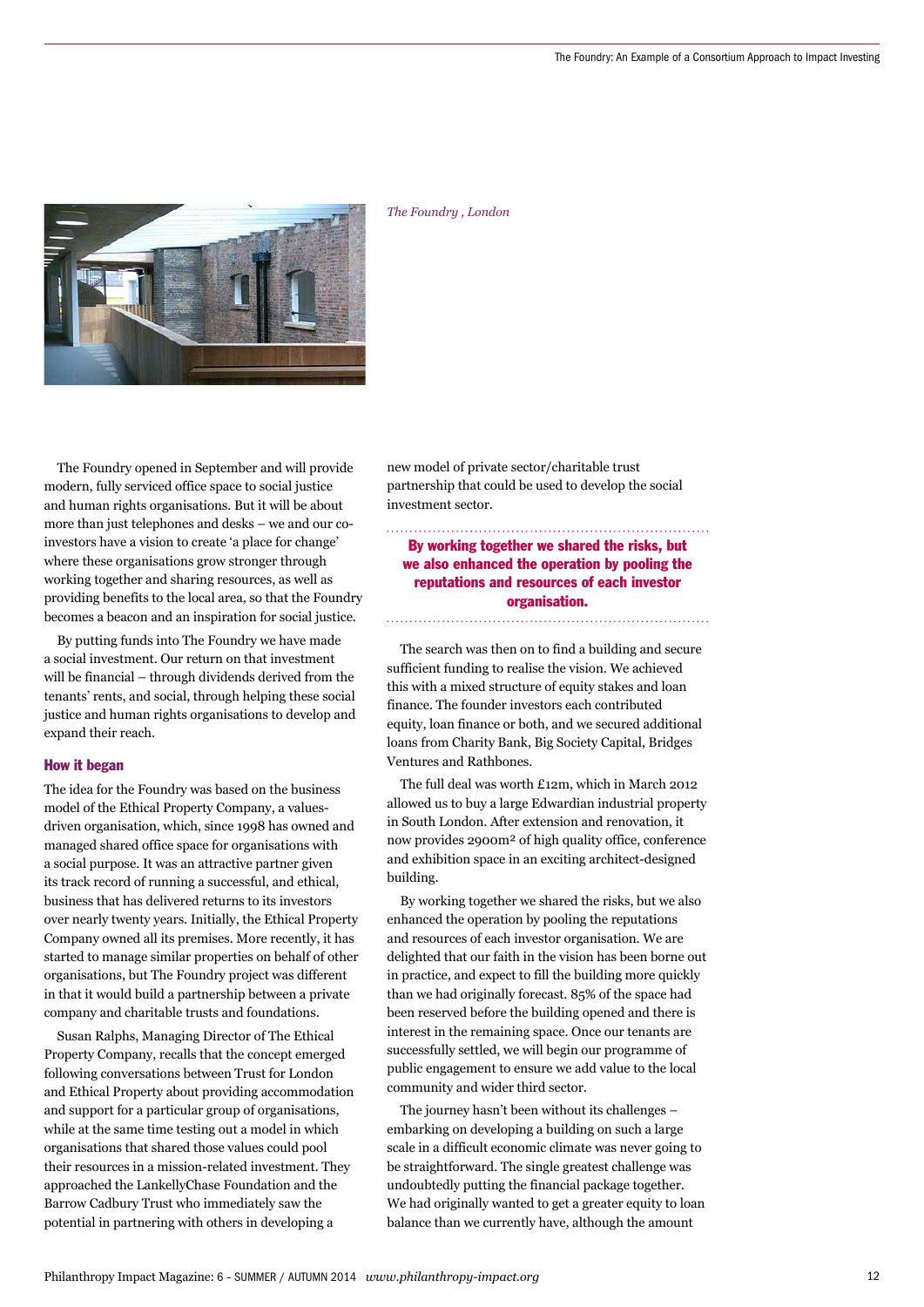*The Foundry , London*

The Foundry opened in September and will provide modern, fully serviced office space to social justice and human rights organisations. But it will be about more than just telephones and desks – we and our co-investors have a vision to create 'a place for change' where these organisations grow stronger through working together and sharing resources, as well as providing benefits to the local area, so that the Foundry becomes a beacon and an inspiration for social justice.

By putting funds into The Foundry we have made a social investment. Our return on that investment will be financial – through dividends derived from the tenants' rents, and social, through helping these social justice and human rights organisations to develop and expand their reach.

## How it began

The idea for the Foundry was based on the business model of the Ethical Property Company, a values-driven organisation, which, since 1998 has owned and managed shared office space for organisations with a social purpose. It was an attractive partner given its track record of running a successful, and ethical, business that has delivered returns to its investors over nearly twenty years. Initially, the Ethical Property Company owned all its premises. More recently, it has started to manage similar properties on behalf of other organisations, but The Foundry project was different in that it would build a partnership between a private company and charitable trusts and foundations.

Susan Ralphs, Managing Director of The Ethical Property Company, recalls that the concept emerged following conversations between Trust for London and Ethical Property about providing accommodation and support for a particular group of organisations, while at the same time testing out a model in which organisations that shared those values could pool their resources in a mission-related investment. They approached the LankellyChase Foundation and the Barrow Cadbury Trust who immediately saw the potential in partnering with others in developing a new model of private sector/charitable trust partnership that could be used to develop the social investment sector.

**By working together we shared the risks, but we also enhanced the operation by pooling the reputations and resources of each investor organisation.**

The search was then on to find a building and secure sufficient funding to realise the vision. We achieved this with a mixed structure of equity stakes and loan finance. The founder investors each contributed equity, loan finance or both, and we secured additional loans from Charity Bank, Big Society Capital, Bridges Ventures and Rathbones.

The full deal was worth £12m, which in March 2012 allowed us to buy a large Edwardian industrial property in South London. After extension and renovation, it now provides 2900m² of high quality office, conference and exhibition space in an exciting architect-designed building.

By working together we shared the risks, but we also enhanced the operation by pooling the reputations and resources of each investor organisation. We are delighted that our faith in the vision has been borne out in practice, and expect to fill the building more quickly than we had originally forecast. 85% of the space had been reserved before the building opened and there is interest in the remaining space. Once our tenants are successfully settled, we will begin our programme of public engagement to ensure we add value to the local community and wider third sector.

The journey hasn't been without its challenges – embarking on developing a building on such a large scale in a difficult economic climate was never going to be straightforward. The single greatest challenge was undoubtedly putting the financial package together. We had originally wanted to get a greater equity to loan balance than we currently have, although the amount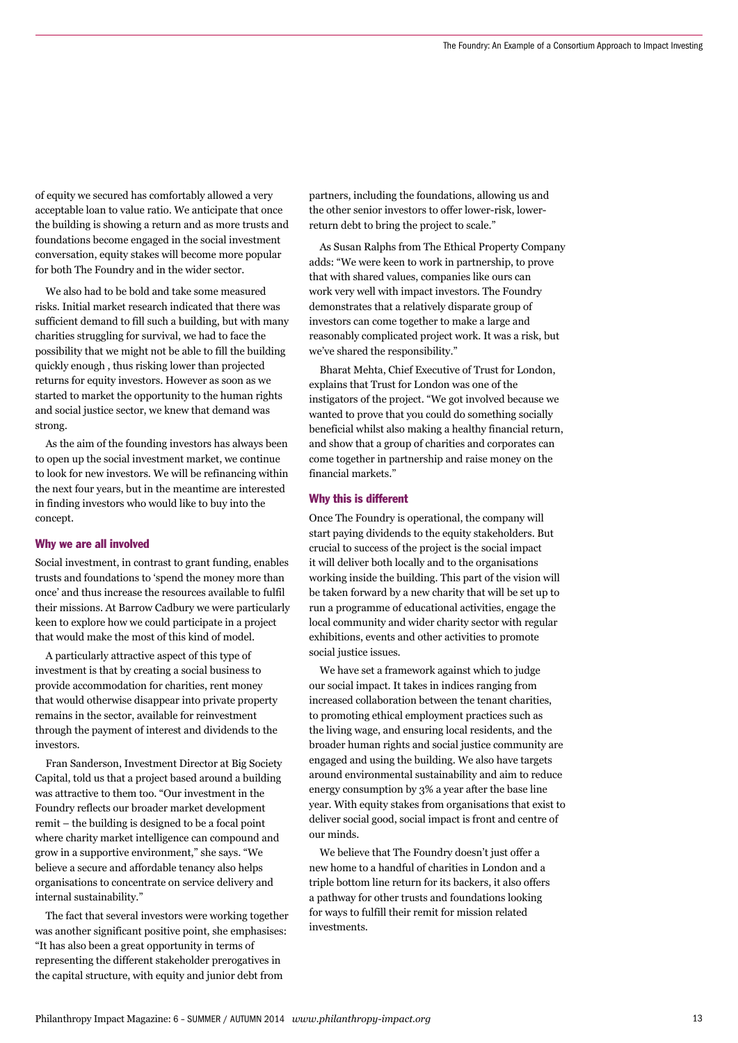of equity we secured has comfortably allowed a very acceptable loan to value ratio. We anticipate that once the building is showing a return and as more trusts and foundations become engaged in the social investment conversation, equity stakes will become more popular for both The Foundry and in the wider sector.

We also had to be bold and take some measured risks. Initial market research indicated that there was sufficient demand to fill such a building, but with many charities struggling for survival, we had to face the possibility that we might not be able to fill the building quickly enough , thus risking lower than projected returns for equity investors. However as soon as we started to market the opportunity to the human rights and social justice sector, we knew that demand was strong.

As the aim of the founding investors has always been to open up the social investment market, we continue to look for new investors. We will be refinancing within the next four years, but in the meantime are interested in finding investors who would like to buy into the concept.

## Why we are all involved

Social investment, in contrast to grant funding, enables trusts and foundations to 'spend the money more than once' and thus increase the resources available to fulfil their missions. At Barrow Cadbury we were particularly keen to explore how we could participate in a project that would make the most of this kind of model.

A particularly attractive aspect of this type of investment is that by creating a social business to provide accommodation for charities, rent money that would otherwise disappear into private property remains in the sector, available for reinvestment through the payment of interest and dividends to the investors.

Fran Sanderson, Investment Director at Big Society Capital, told us that a project based around a building was attractive to them too. "Our investment in the Foundry reflects our broader market development remit – the building is designed to be a focal point where charity market intelligence can compound and grow in a supportive environment," she says. "We believe a secure and affordable tenancy also helps organisations to concentrate on service delivery and internal sustainability."

The fact that several investors were working together was another significant positive point, she emphasises: "It has also been a great opportunity in terms of representing the different stakeholder prerogatives in the capital structure, with equity and junior debt from partners, including the foundations, allowing us and the other senior investors to offer lower-risk, lower-return debt to bring the project to scale."

As Susan Ralphs from The Ethical Property Company adds: "We were keen to work in partnership, to prove that with shared values, companies like ours can work very well with impact investors. The Foundry demonstrates that a relatively disparate group of investors can come together to make a large and reasonably complicated project work. It was a risk, but we've shared the responsibility."

Bharat Mehta, Chief Executive of Trust for London, explains that Trust for London was one of the instigators of the project. "We got involved because we wanted to prove that you could do something socially beneficial whilst also making a healthy financial return, and show that a group of charities and corporates can come together in partnership and raise money on the financial markets."

## Why this is different

Once The Foundry is operational, the company will start paying dividends to the equity stakeholders. But crucial to success of the project is the social impact it will deliver both locally and to the organisations working inside the building. This part of the vision will be taken forward by a new charity that will be set up to run a programme of educational activities, engage the local community and wider charity sector with regular exhibitions, events and other activities to promote social justice issues.

We have set a framework against which to judge our social impact. It takes in indices ranging from increased collaboration between the tenant charities, to promoting ethical employment practices such as the living wage, and ensuring local residents, and the broader human rights and social justice community are engaged and using the building. We also have targets around environmental sustainability and aim to reduce energy consumption by 3% a year after the base line year. With equity stakes from organisations that exist to deliver social good, social impact is front and centre of our minds.

We believe that The Foundry doesn't just offer a new home to a handful of charities in London and a triple bottom line return for its backers, it also offers a pathway for other trusts and foundations looking for ways to fulfill their remit for mission related investments.